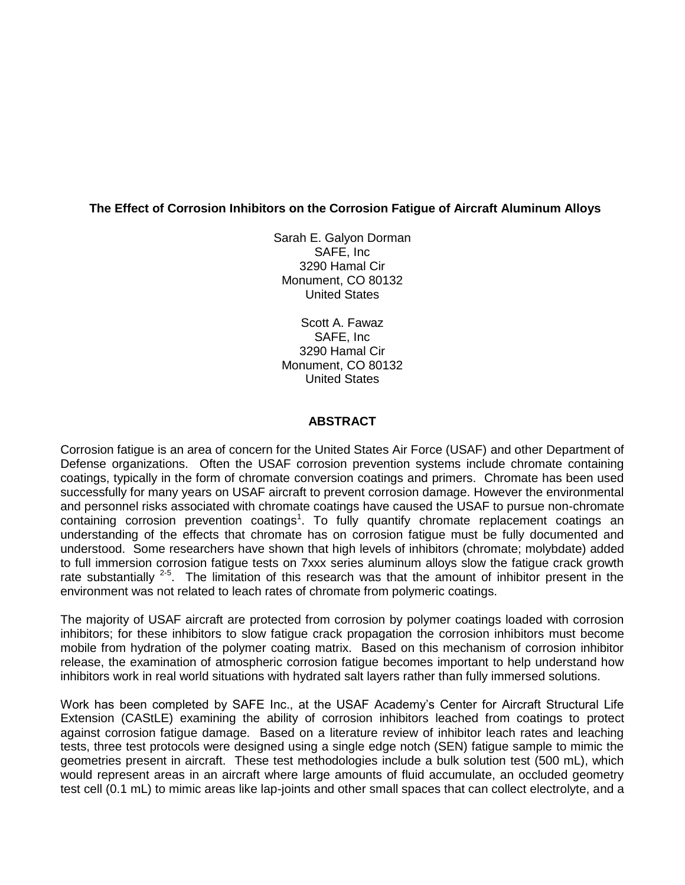# The Effect of Corrosion Inhibitors on the Corrosion Fatigue of Aircraft Aluminum Alloys

Sarah E. Galyon Dorman
SAFE, Inc
3290 Hamal Cir
Monument, CO 80132
United States

Scott A. Fawaz
SAFE, Inc
3290 Hamal Cir
Monument, CO 80132
United States

## ABSTRACT

Corrosion fatigue is an area of concern for the United States Air Force (USAF) and other Department of Defense organizations. Often the USAF corrosion prevention systems include chromate containing coatings, typically in the form of chromate conversion coatings and primers. Chromate has been used successfully for many years on USAF aircraft to prevent corrosion damage. However the environmental and personnel risks associated with chromate coatings have caused the USAF to pursue non-chromate containing corrosion prevention coatings[1]. To fully quantify chromate replacement coatings an understanding of the effects that chromate has on corrosion fatigue must be fully documented and understood. Some researchers have shown that high levels of inhibitors (chromate; molybdate) added to full immersion corrosion fatigue tests on 7xxx series aluminum alloys slow the fatigue crack growth rate substantially [2-5]. The limitation of this research was that the amount of inhibitor present in the environment was not related to leach rates of chromate from polymeric coatings.

The majority of USAF aircraft are protected from corrosion by polymer coatings loaded with corrosion inhibitors; for these inhibitors to slow fatigue crack propagation the corrosion inhibitors must become mobile from hydration of the polymer coating matrix. Based on this mechanism of corrosion inhibitor release, the examination of atmospheric corrosion fatigue becomes important to help understand how inhibitors work in real world situations with hydrated salt layers rather than fully immersed solutions.

Work has been completed by SAFE Inc., at the USAF Academy's Center for Aircraft Structural Life Extension (CAStLE) examining the ability of corrosion inhibitors leached from coatings to protect against corrosion fatigue damage. Based on a literature review of inhibitor leach rates and leaching tests, three test protocols were designed using a single edge notch (SEN) fatigue sample to mimic the geometries present in aircraft. These test methodologies include a bulk solution test (500 mL), which would represent areas in an aircraft where large amounts of fluid accumulate, an occluded geometry test cell (0.1 mL) to mimic areas like lap-joints and other small spaces that can collect electrolyte, and a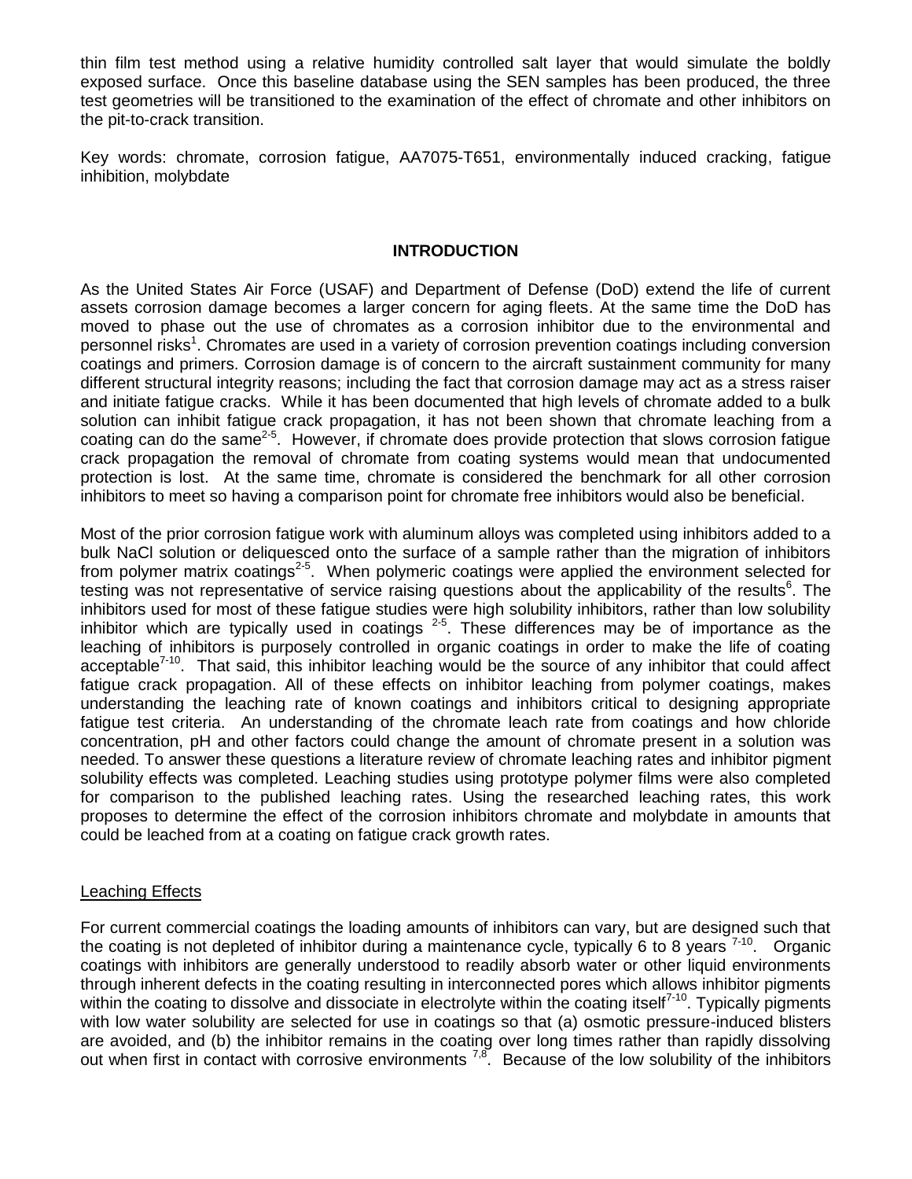thin film test method using a relative humidity controlled salt layer that would simulate the boldly exposed surface. Once this baseline database using the SEN samples has been produced, the three test geometries will be transitioned to the examination of the effect of chromate and other inhibitors on the pit-to-crack transition.

Key words: chromate, corrosion fatigue, AA7075-T651, environmentally induced cracking, fatigue inhibition, molybdate

## INTRODUCTION

As the United States Air Force (USAF) and Department of Defense (DoD) extend the life of current assets corrosion damage becomes a larger concern for aging fleets. At the same time the DoD has moved to phase out the use of chromates as a corrosion inhibitor due to the environmental and personnel risks[1]. Chromates are used in a variety of corrosion prevention coatings including conversion coatings and primers. Corrosion damage is of concern to the aircraft sustainment community for many different structural integrity reasons; including the fact that corrosion damage may act as a stress raiser and initiate fatigue cracks. While it has been documented that high levels of chromate added to a bulk solution can inhibit fatigue crack propagation, it has not been shown that chromate leaching from a coating can do the same[2-5]. However, if chromate does provide protection that slows corrosion fatigue crack propagation the removal of chromate from coating systems would mean that undocumented protection is lost. At the same time, chromate is considered the benchmark for all other corrosion inhibitors to meet so having a comparison point for chromate free inhibitors would also be beneficial.

Most of the prior corrosion fatigue work with aluminum alloys was completed using inhibitors added to a bulk NaCl solution or deliquesced onto the surface of a sample rather than the migration of inhibitors from polymer matrix coatings[2-5]. When polymeric coatings were applied the environment selected for testing was not representative of service raising questions about the applicability of the results[6]. The inhibitors used for most of these fatigue studies were high solubility inhibitors, rather than low solubility inhibitor which are typically used in coatings [2-5]. These differences may be of importance as the leaching of inhibitors is purposely controlled in organic coatings in order to make the life of coating acceptable[7-10]. That said, this inhibitor leaching would be the source of any inhibitor that could affect fatigue crack propagation. All of these effects on inhibitor leaching from polymer coatings, makes understanding the leaching rate of known coatings and inhibitors critical to designing appropriate fatigue test criteria. An understanding of the chromate leach rate from coatings and how chloride concentration, pH and other factors could change the amount of chromate present in a solution was needed. To answer these questions a literature review of chromate leaching rates and inhibitor pigment solubility effects was completed. Leaching studies using prototype polymer films were also completed for comparison to the published leaching rates. Using the researched leaching rates, this work proposes to determine the effect of the corrosion inhibitors chromate and molybdate in amounts that could be leached from at a coating on fatigue crack growth rates.

### Leaching Effects

For current commercial coatings the loading amounts of inhibitors can vary, but are designed such that the coating is not depleted of inhibitor during a maintenance cycle, typically 6 to 8 years [7-10]. Organic coatings with inhibitors are generally understood to readily absorb water or other liquid environments through inherent defects in the coating resulting in interconnected pores which allows inhibitor pigments within the coating to dissolve and dissociate in electrolyte within the coating itself[7-10]. Typically pigments with low water solubility are selected for use in coatings so that (a) osmotic pressure-induced blisters are avoided, and (b) the inhibitor remains in the coating over long times rather than rapidly dissolving out when first in contact with corrosive environments [7,8]. Because of the low solubility of the inhibitors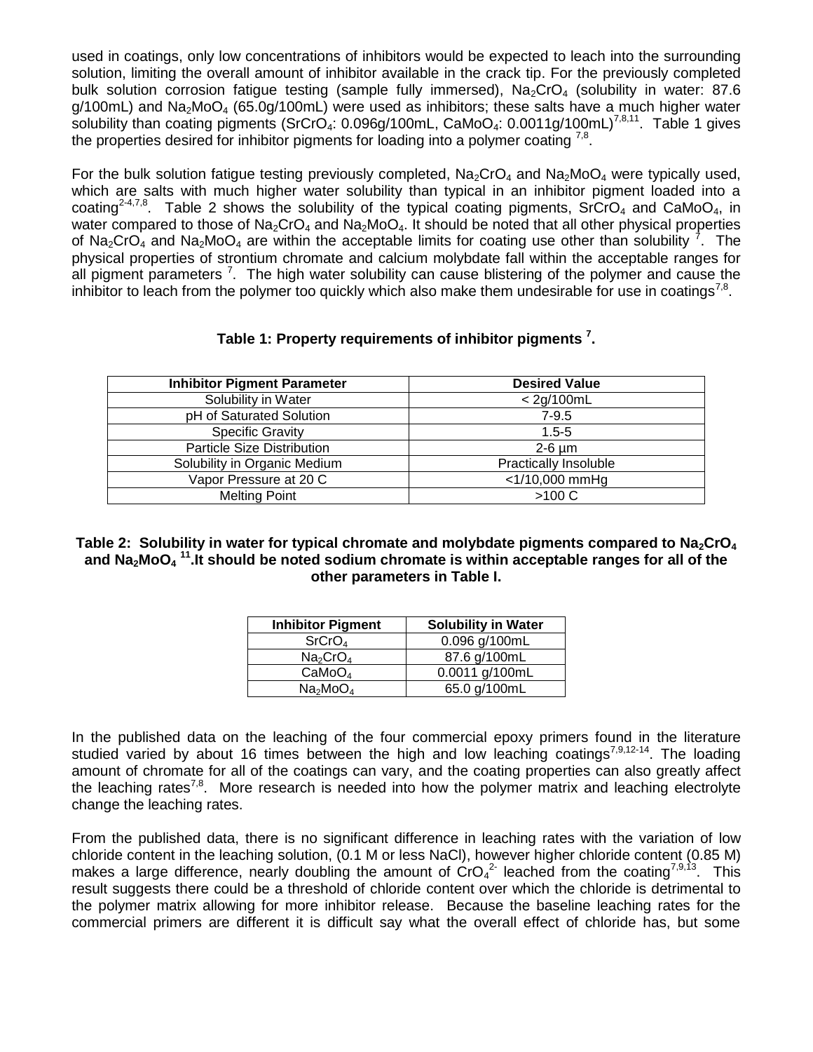used in coatings, only low concentrations of inhibitors would be expected to leach into the surrounding solution, limiting the overall amount of inhibitor available in the crack tip. For the previously completed bulk solution corrosion fatigue testing (sample fully immersed), $Na_2CrO_4$ (solubility in water: 87.6 g/100mL) and $Na_2MoO_4$ (65.0g/100mL) were used as inhibitors; these salts have a much higher water solubility than coating pigments ($SrCrO_4$: 0.096g/100mL, $CaMoO_4$: 0.0011g/100mL)[7,8,11]. Table 1 gives the properties desired for inhibitor pigments for loading into a polymer coating [7,8].

For the bulk solution fatigue testing previously completed, $Na_2CrO_4$ and $Na_2MoO_4$ were typically used, which are salts with much higher water solubility than typical in an inhibitor pigment loaded into a coating[2-4,7,8]. Table 2 shows the solubility of the typical coating pigments, $SrCrO_4$ and $CaMoO_4$, in water compared to those of $Na_2CrO_4$ and $Na_2MoO_4$. It should be noted that all other physical properties of $Na_2CrO_4$ and $Na_2MoO_4$ are within the acceptable limits for coating use other than solubility [7]. The physical properties of strontium chromate and calcium molybdate fall within the acceptable ranges for all pigment parameters [7]. The high water solubility can cause blistering of the polymer and cause the inhibitor to leach from the polymer too quickly which also make them undesirable for use in coatings[7,8].

**Table 1: Property requirements of inhibitor pigments [7].**

| Inhibitor Pigment Parameter | Desired Value |
|---|---|
| Solubility in Water | < 2g/100mL |
| pH of Saturated Solution | 7-9.5 |
| Specific Gravity | 1.5-5 |
| Particle Size Distribution | 2-6 µm |
| Solubility in Organic Medium | Practically Insoluble |
| Vapor Pressure at 20 C | <1/10,000 mmHg |
| Melting Point | >100 C |

**Table 2: Solubility in water for typical chromate and molybdate pigments compared to $Na_2CrO_4$ and $Na_2MoO_4$ [11]. It should be noted sodium chromate is within acceptable ranges for all of the other parameters in Table I.**

| Inhibitor Pigment | Solubility in Water |
|---|---|
| $SrCrO_4$ | 0.096 g/100mL |
| $Na_2CrO_4$ | 87.6 g/100mL |
| $CaMoO_4$ | 0.0011 g/100mL |
| $Na_2MoO_4$ | 65.0 g/100mL |

In the published data on the leaching of the four commercial epoxy primers found in the literature studied varied by about 16 times between the high and low leaching coatings[7,9,12-14]. The loading amount of chromate for all of the coatings can vary, and the coating properties can also greatly affect the leaching rates[7,8]. More research is needed into how the polymer matrix and leaching electrolyte change the leaching rates.

From the published data, there is no significant difference in leaching rates with the variation of low chloride content in the leaching solution, (0.1 M or less NaCl), however higher chloride content (0.85 M) makes a large difference, nearly doubling the amount of $CrO_4^{2-}$ leached from the coating[7,9,13]. This result suggests there could be a threshold of chloride content over which the chloride is detrimental to the polymer matrix allowing for more inhibitor release. Because the baseline leaching rates for the commercial primers are different it is difficult say what the overall effect of chloride has, but some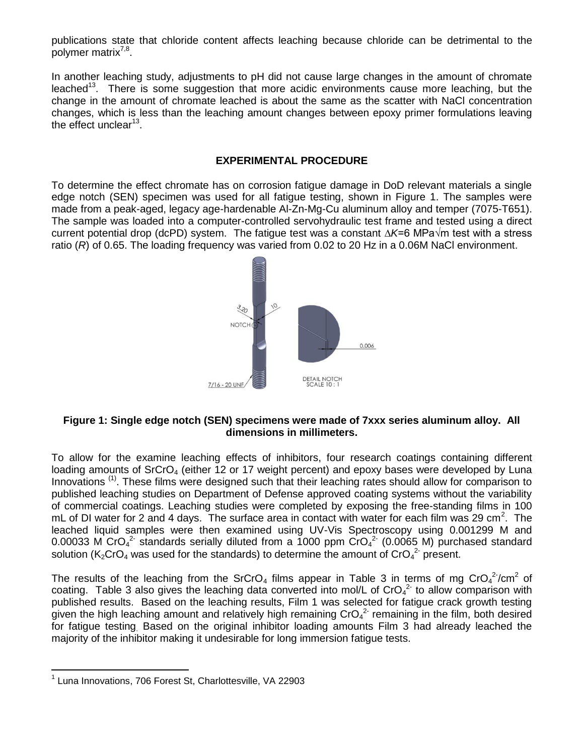publications state that chloride content affects leaching because chloride can be detrimental to the polymer matrix[7,8].

In another leaching study, adjustments to pH did not cause large changes in the amount of chromate leached[13]. There is some suggestion that more acidic environments cause more leaching, but the change in the amount of chromate leached is about the same as the scatter with NaCl concentration changes, which is less than the leaching amount changes between epoxy primer formulations leaving the effect unclear[13].

## EXPERIMENTAL PROCEDURE

To determine the effect chromate has on corrosion fatigue damage in DoD relevant materials a single edge notch (SEN) specimen was used for all fatigue testing, shown in Figure 1. The samples were made from a peak-aged, legacy age-hardenable Al-Zn-Mg-Cu aluminum alloy and temper (7075-T651). The sample was loaded into a computer-controlled servohydraulic test frame and tested using a direct current potential drop (dcPD) system. The fatigue test was a constant $\Delta K$=6 MPa$\sqrt{m}$ test with a stress ratio ($R$) of 0.65. The loading frequency was varied from 0.02 to 20 Hz in a 0.06M NaCl environment.

**Figure 1: Single edge notch (SEN) specimens were made of 7xxx series aluminum alloy. All dimensions in millimeters.**

To allow for the examine leaching effects of inhibitors, four research coatings containing different loading amounts of $SrCrO_4$ (either 12 or 17 weight percent) and epoxy bases were developed by Luna Innovations [(1)]. These films were designed such that their leaching rates should allow for comparison to published leaching studies on Department of Defense approved coating systems without the variability of commercial coatings. Leaching studies were completed by exposing the free-standing films in 100 mL of DI water for 2 and 4 days. The surface area in contact with water for each film was 29 cm$^2$. The leached liquid samples were then examined using UV-Vis Spectroscopy using 0.001299 M and 0.00033 M $CrO_4^{2-}$ standards serially diluted from a 1000 ppm $CrO_4^{2-}$ (0.0065 M) purchased standard solution ($K_2CrO_4$ was used for the standards) to determine the amount of $CrO_4^{2-}$ present.

The results of the leaching from the $SrCrO_4$ films appear in Table 3 in terms of mg $CrO_4^{2-}$/cm$^2$ of coating. Table 3 also gives the leaching data converted into mol/L of $CrO_4^{2-}$ to allow comparison with published results. Based on the leaching results, Film 1 was selected for fatigue crack growth testing given the high leaching amount and relatively high remaining $CrO_4^{2-}$ remaining in the film, both desired for fatigue testing. Based on the original inhibitor loading amounts Film 3 had already leached the majority of the inhibitor making it undesirable for long immersion fatigue tests.

[1] Luna Innovations, 706 Forest St, Charlottesville, VA 22903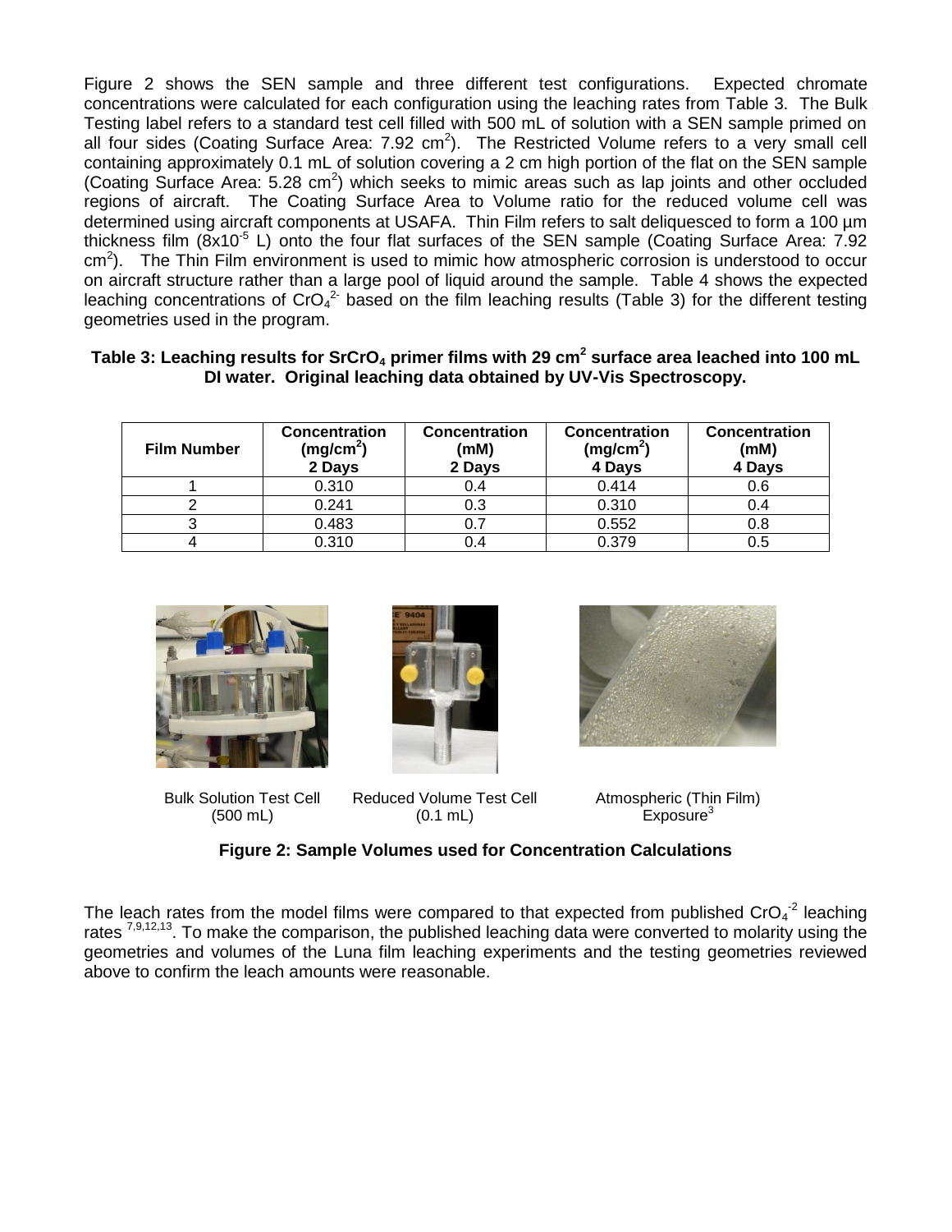Figure 2 shows the SEN sample and three different test configurations. Expected chromate concentrations were calculated for each configuration using the leaching rates from Table 3. The Bulk Testing label refers to a standard test cell filled with 500 mL of solution with a SEN sample primed on all four sides (Coating Surface Area: 7.92 $cm^2$). The Restricted Volume refers to a very small cell containing approximately 0.1 mL of solution covering a 2 cm high portion of the flat on the SEN sample (Coating Surface Area: 5.28 $cm^2$) which seeks to mimic areas such as lap joints and other occluded regions of aircraft. The Coating Surface Area to Volume ratio for the reduced volume cell was determined using aircraft components at USAFA. Thin Film refers to salt deliquesced to form a 100 µm thickness film ($8x10^{-5}$ L) onto the four flat surfaces of the SEN sample (Coating Surface Area: 7.92 $cm^2$). The Thin Film environment is used to mimic how atmospheric corrosion is understood to occur on aircraft structure rather than a large pool of liquid around the sample. Table 4 shows the expected leaching concentrations of $CrO_4^{2-}$ based on the film leaching results (Table 3) for the different testing geometries used in the program.

**Table 3: Leaching results for $SrCrO_4$ primer films with 29 $cm^2$ surface area leached into 100 mL DI water. Original leaching data obtained by UV-Vis Spectroscopy.**

| Film Number | Concentration ($mg/cm^2$) 2 Days | Concentration (mM) 2 Days | Concentration ($mg/cm^2$) 4 Days | Concentration (mM) 4 Days |
|---|---|---|---|---|
| 1 | 0.310 | 0.4 | 0.414 | 0.6 |
| 2 | 0.241 | 0.3 | 0.310 | 0.4 |
| 3 | 0.483 | 0.7 | 0.552 | 0.8 |
| 4 | 0.310 | 0.4 | 0.379 | 0.5 |

Bulk Solution Test Cell (500 mL) — Reduced Volume Test Cell (0.1 mL) — Atmospheric (Thin Film) Exposure[3]

**Figure 2: Sample Volumes used for Concentration Calculations**

The leach rates from the model films were compared to that expected from published $CrO_4^{-2}$ leaching rates [7,9,12,13]. To make the comparison, the published leaching data were converted to molarity using the geometries and volumes of the Luna film leaching experiments and the testing geometries reviewed above to confirm the leach amounts were reasonable.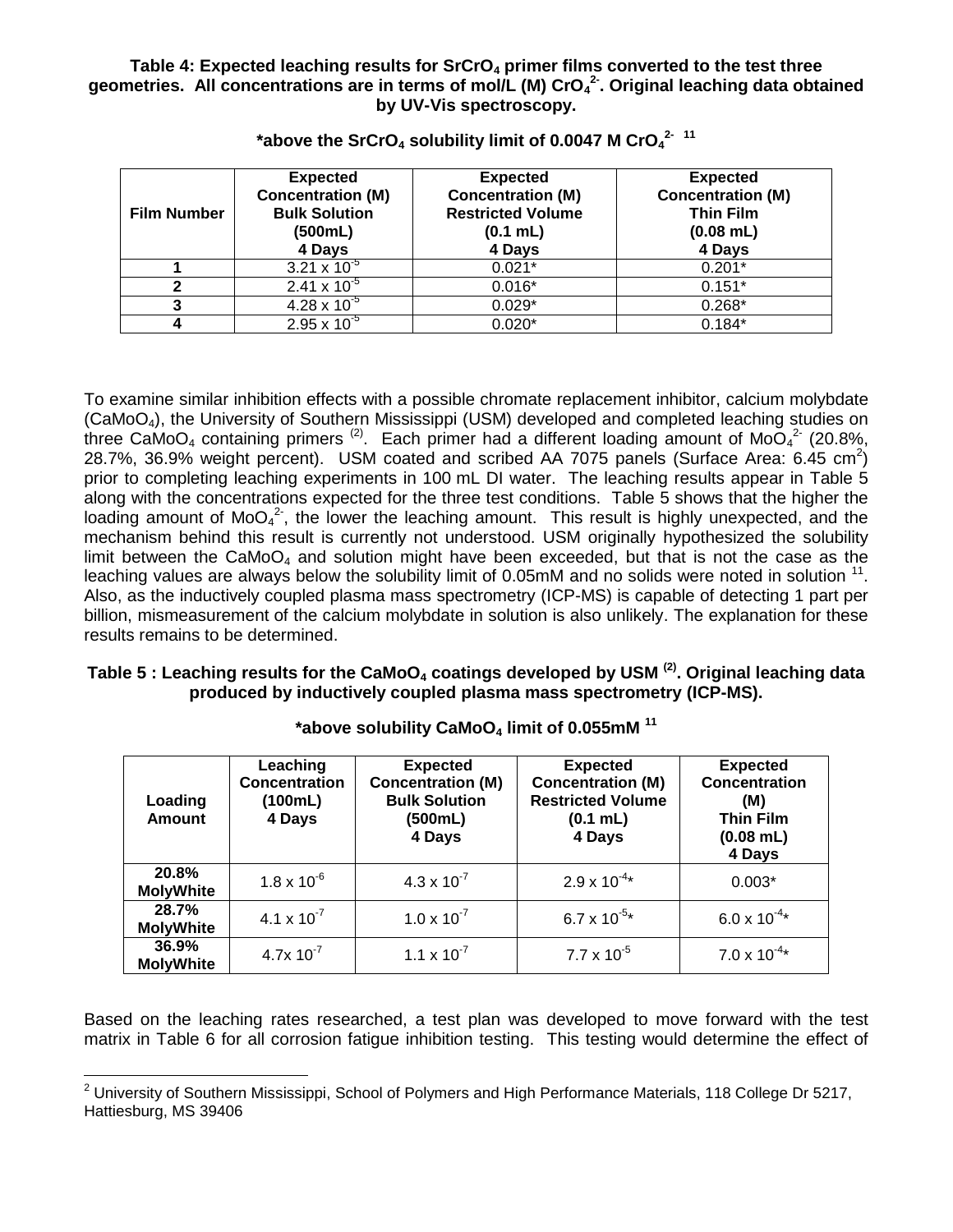**Table 4: Expected leaching results for $SrCrO_4$ primer films converted to the test three geometries. All concentrations are in terms of mol/L (M) $CrO_4^{2-}$. Original leaching data obtained by UV-Vis spectroscopy.**

**\*above the $SrCrO_4$ solubility limit of 0.0047 M $CrO_4^{2-}$ [11]**

| Film Number | Expected Concentration (M) Bulk Solution (500mL) 4 Days | Expected Concentration (M) Restricted Volume (0.1 mL) 4 Days | Expected Concentration (M) Thin Film (0.08 mL) 4 Days |
|---|---|---|---|
| 1 | $3.21 \times 10^{-5}$ | 0.021* | 0.201* |
| 2 | $2.41 \times 10^{-5}$ | 0.016* | 0.151* |
| 3 | $4.28 \times 10^{-5}$ | 0.029* | 0.268* |
| 4 | $2.95 \times 10^{-5}$ | 0.020* | 0.184* |

To examine similar inhibition effects with a possible chromate replacement inhibitor, calcium molybdate ($CaMoO_4$), the University of Southern Mississippi (USM) developed and completed leaching studies on three $CaMoO_4$ containing primers [(2)]. Each primer had a different loading amount of $MoO_4^{2-}$ (20.8%, 28.7%, 36.9% weight percent). USM coated and scribed AA 7075 panels (Surface Area: 6.45 $cm^2$) prior to completing leaching experiments in 100 mL DI water. The leaching results appear in Table 5 along with the concentrations expected for the three test conditions. Table 5 shows that the higher the loading amount of $MoO_4^{2-}$, the lower the leaching amount. This result is highly unexpected, and the mechanism behind this result is currently not understood. USM originally hypothesized the solubility limit between the $CaMoO_4$ and solution might have been exceeded, but that is not the case as the leaching values are always below the solubility limit of 0.05mM and no solids were noted in solution [11]. Also, as the inductively coupled plasma mass spectrometry (ICP-MS) is capable of detecting 1 part per billion, mismeasurement of the calcium molybdate in solution is also unlikely. The explanation for these results remains to be determined.

**Table 5 : Leaching results for the $CaMoO_4$ coatings developed by USM [(2)]. Original leaching data produced by inductively coupled plasma mass spectrometry (ICP-MS).**

**\*above solubility $CaMoO_4$ limit of 0.055mM [11]**

| Loading Amount | Leaching Concentration (100mL) 4 Days | Expected Concentration (M) Bulk Solution (500mL) 4 Days | Expected Concentration (M) Restricted Volume (0.1 mL) 4 Days | Expected Concentration (M) Thin Film (0.08 mL) 4 Days |
|---|---|---|---|---|
| 20.8% MolyWhite | $1.8 \times 10^{-6}$ | $4.3 \times 10^{-7}$ | $2.9 \times 10^{-4}$* | 0.003* |
| 28.7% MolyWhite | $4.1 \times 10^{-7}$ | $1.0 \times 10^{-7}$ | $6.7 \times 10^{-5}$* | $6.0 \times 10^{-4}$* |
| 36.9% MolyWhite | $4.7 \times 10^{-7}$ | $1.1 \times 10^{-7}$ | $7.7 \times 10^{-5}$ | $7.0 \times 10^{-4}$* |

Based on the leaching rates researched, a test plan was developed to move forward with the test matrix in Table 6 for all corrosion fatigue inhibition testing. This testing would determine the effect of

[2] University of Southern Mississippi, School of Polymers and High Performance Materials, 118 College Dr 5217, Hattiesburg, MS 39406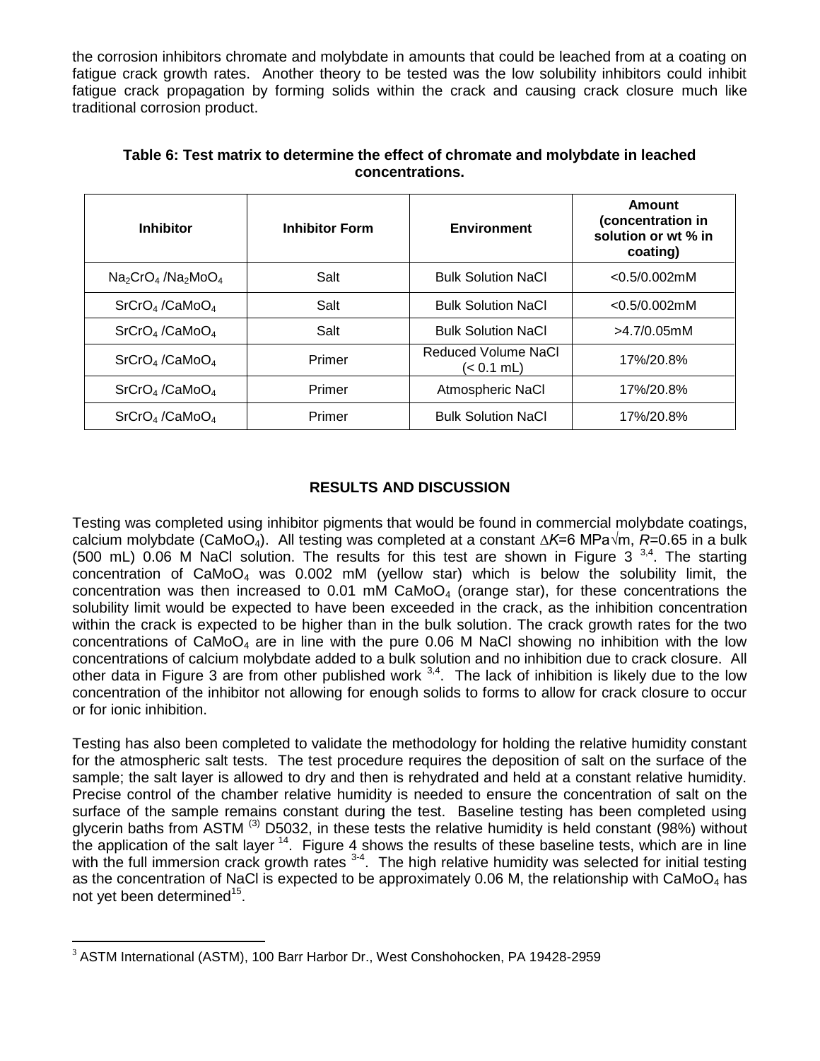the corrosion inhibitors chromate and molybdate in amounts that could be leached from at a coating on fatigue crack growth rates. Another theory to be tested was the low solubility inhibitors could inhibit fatigue crack propagation by forming solids within the crack and causing crack closure much like traditional corrosion product.

**Table 6: Test matrix to determine the effect of chromate and molybdate in leached concentrations.**

| Inhibitor | Inhibitor Form | Environment | Amount (concentration in solution or wt % in coating) |
|---|---|---|---|
| $Na_2CrO_4$ /$Na_2MoO_4$ | Salt | Bulk Solution NaCl | <0.5/0.002mM |
| $SrCrO_4$ /$CaMoO_4$ | Salt | Bulk Solution NaCl | <0.5/0.002mM |
| $SrCrO_4$ /$CaMoO_4$ | Salt | Bulk Solution NaCl | >4.7/0.05mM |
| $SrCrO_4$ /$CaMoO_4$ | Primer | Reduced Volume NaCl (< 0.1 mL) | 17%/20.8% |
| $SrCrO_4$ /$CaMoO_4$ | Primer | Atmospheric NaCl | 17%/20.8% |
| $SrCrO_4$ /$CaMoO_4$ | Primer | Bulk Solution NaCl | 17%/20.8% |

## RESULTS AND DISCUSSION

Testing was completed using inhibitor pigments that would be found in commercial molybdate coatings, calcium molybdate ($CaMoO_4$). All testing was completed at a constant $\Delta K$=6 MPa$\sqrt{m}$, $R$=0.65 in a bulk (500 mL) 0.06 M NaCl solution. The results for this test are shown in Figure 3 [3,4]. The starting concentration of $CaMoO_4$ was 0.002 mM (yellow star) which is below the solubility limit, the concentration was then increased to 0.01 mM $CaMoO_4$ (orange star), for these concentrations the solubility limit would be expected to have been exceeded in the crack, as the inhibition concentration within the crack is expected to be higher than in the bulk solution. The crack growth rates for the two concentrations of $CaMoO_4$ are in line with the pure 0.06 M NaCl showing no inhibition with the low concentrations of calcium molybdate added to a bulk solution and no inhibition due to crack closure. All other data in Figure 3 are from other published work [3,4]. The lack of inhibition is likely due to the low concentration of the inhibitor not allowing for enough solids to forms to allow for crack closure to occur or for ionic inhibition.

Testing has also been completed to validate the methodology for holding the relative humidity constant for the atmospheric salt tests. The test procedure requires the deposition of salt on the surface of the sample; the salt layer is allowed to dry and then is rehydrated and held at a constant relative humidity. Precise control of the chamber relative humidity is needed to ensure the concentration of salt on the surface of the sample remains constant during the test. Baseline testing has been completed using glycerin baths from ASTM [(3)] D5032, in these tests the relative humidity is held constant (98%) without the application of the salt layer [14]. Figure 4 shows the results of these baseline tests, which are in line with the full immersion crack growth rates [3-4]. The high relative humidity was selected for initial testing as the concentration of NaCl is expected to be approximately 0.06 M, the relationship with $CaMoO_4$ has not yet been determined[15].

[3] ASTM International (ASTM), 100 Barr Harbor Dr., West Conshohocken, PA 19428-2959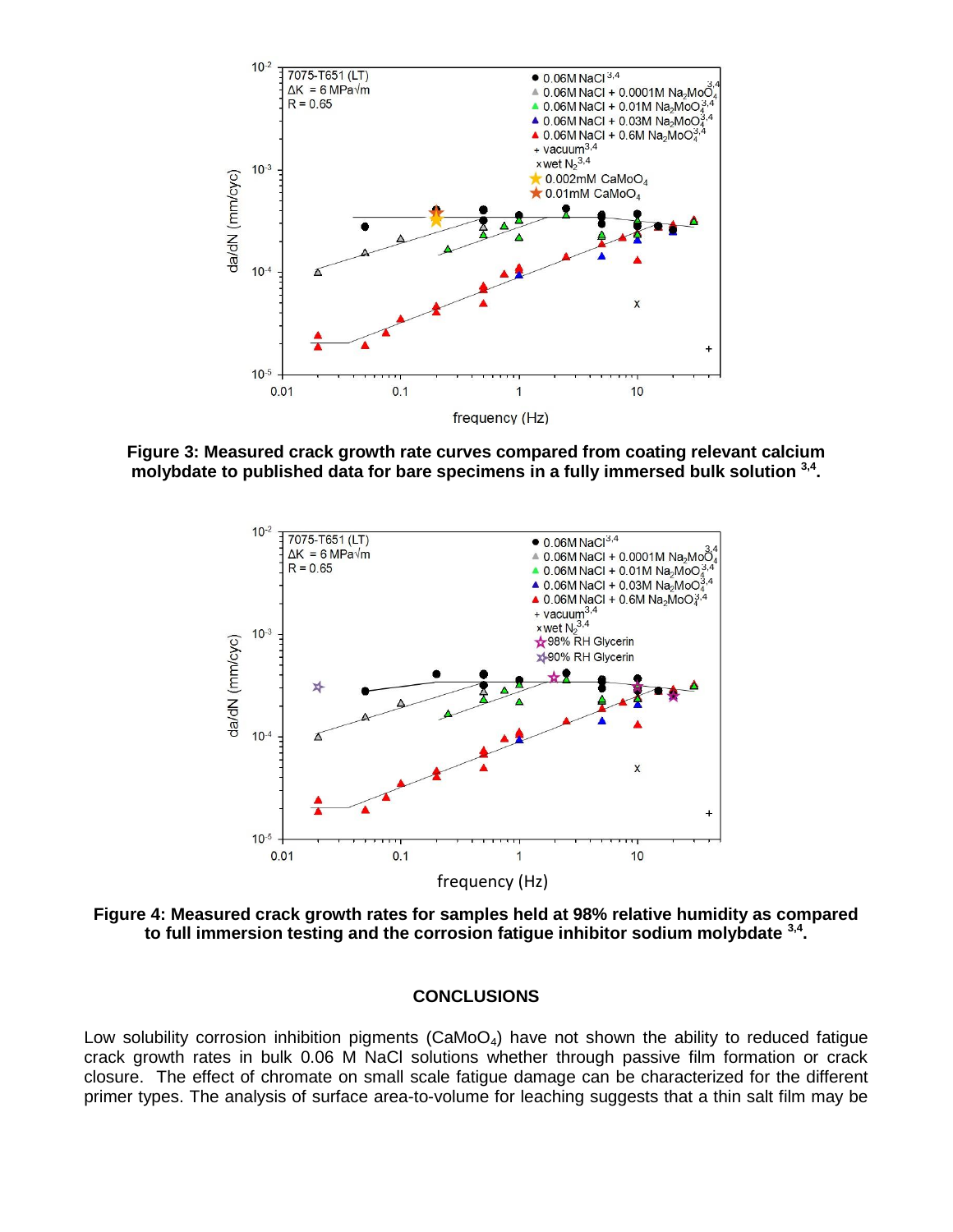**Figure 3: Measured crack growth rate curves compared from coating relevant calcium molybdate to published data for bare specimens in a fully immersed bulk solution [3,4].**

**Figure 4: Measured crack growth rates for samples held at 98% relative humidity as compared to full immersion testing and the corrosion fatigue inhibitor sodium molybdate [3,4].**

## CONCLUSIONS

Low solubility corrosion inhibition pigments ($CaMoO_4$) have not shown the ability to reduced fatigue crack growth rates in bulk 0.06 M NaCl solutions whether through passive film formation or crack closure. The effect of chromate on small scale fatigue damage can be characterized for the different primer types. The analysis of surface area-to-volume for leaching suggests that a thin salt film may be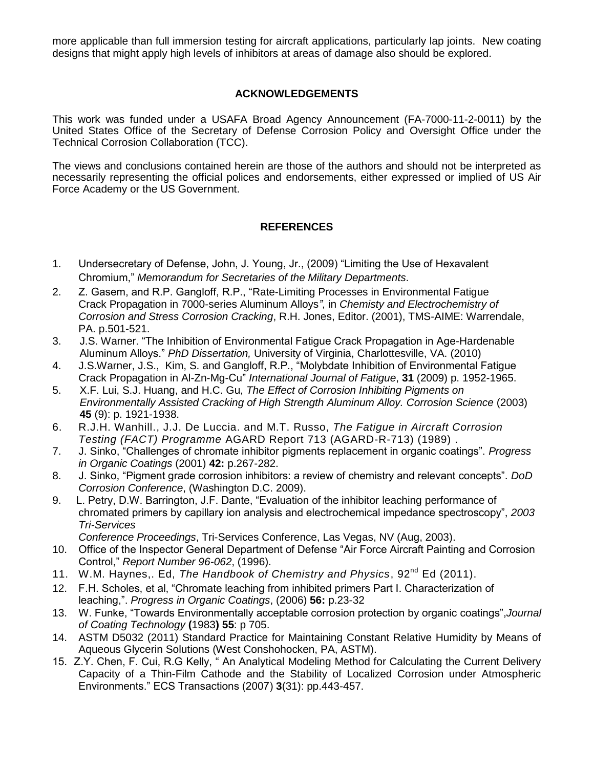more applicable than full immersion testing for aircraft applications, particularly lap joints. New coating designs that might apply high levels of inhibitors at areas of damage also should be explored.

## ACKNOWLEDGEMENTS

This work was funded under a USAFA Broad Agency Announcement (FA-7000-11-2-0011) by the United States Office of the Secretary of Defense Corrosion Policy and Oversight Office under the Technical Corrosion Collaboration (TCC).

The views and conclusions contained herein are those of the authors and should not be interpreted as necessarily representing the official polices and endorsements, either expressed or implied of US Air Force Academy or the US Government.

## REFERENCES

1. Undersecretary of Defense, John, J. Young, Jr., (2009) "Limiting the Use of Hexavalent Chromium," *Memorandum for Secretaries of the Military Departments*.
2. Z. Gasem, and R.P. Gangloff, R.P., "Rate-Limiting Processes in Environmental Fatigue Crack Propagation in 7000-series Aluminum Alloys*"*, in *Chemisty and Electrochemistry of Corrosion and Stress Corrosion Cracking*, R.H. Jones, Editor. (2001), TMS-AIME: Warrendale, PA. p.501-521.
3. J.S. Warner. "The Inhibition of Environmental Fatigue Crack Propagation in Age-Hardenable Aluminum Alloys." *PhD Dissertation,* University of Virginia, Charlottesville, VA. (2010)
4. J.S.Warner, J.S., Kim, S. and Gangloff, R.P., "Molybdate Inhibition of Environmental Fatigue Crack Propagation in Al-Zn-Mg-Cu" *International Journal of Fatigue*, **31** (2009) p. 1952-1965.
5. X.F. Lui, S.J. Huang, and H.C. Gu, *The Effect of Corrosion Inhibiting Pigments on Environmentally Assisted Cracking of High Strength Aluminum Alloy. Corrosion Science* (2003) **45** (9): p. 1921-1938.
6. R.J.H. Wanhill., J.J. De Luccia. and M.T. Russo, *The Fatigue in Aircraft Corrosion Testing (FACT) Programme* AGARD Report 713 (AGARD-R-713) (1989) .
7. J. Sinko, "Challenges of chromate inhibitor pigments replacement in organic coatings". *Progress in Organic Coatings* (2001) **42:** p.267-282.
8. J. Sinko, "Pigment grade corrosion inhibitors: a review of chemistry and relevant concepts". *DoD Corrosion Conference*, (Washington D.C. 2009).
9. L. Petry, D.W. Barrington, J.F. Dante, "Evaluation of the inhibitor leaching performance of chromated primers by capillary ion analysis and electrochemical impedance spectroscopy", *2003 Tri-Services Conference Proceedings*, Tri-Services Conference, Las Vegas, NV (Aug, 2003).
10. Office of the Inspector General Department of Defense "Air Force Aircraft Painting and Corrosion Control," *Report Number 96-062*, (1996).
11. W.M. Haynes,. Ed, *The Handbook of Chemistry and Physics*, 92nd Ed (2011).
12. F.H. Scholes, et al, "Chromate leaching from inhibited primers Part I. Characterization of leaching,". *Progress in Organic Coatings*, (2006) **56:** p.23-32
13. W. Funke, "Towards Environmentally acceptable corrosion protection by organic coatings",*Journal of Coating Technology* **(**1983**) 55**: p 705.
14. ASTM D5032 (2011) Standard Practice for Maintaining Constant Relative Humidity by Means of Aqueous Glycerin Solutions (West Conshohocken, PA, ASTM).
15. Z.Y. Chen, F. Cui, R.G Kelly, " An Analytical Modeling Method for Calculating the Current Delivery Capacity of a Thin-Film Cathode and the Stability of Localized Corrosion under Atmospheric Environments." ECS Transactions (2007) **3**(31): pp.443-457.